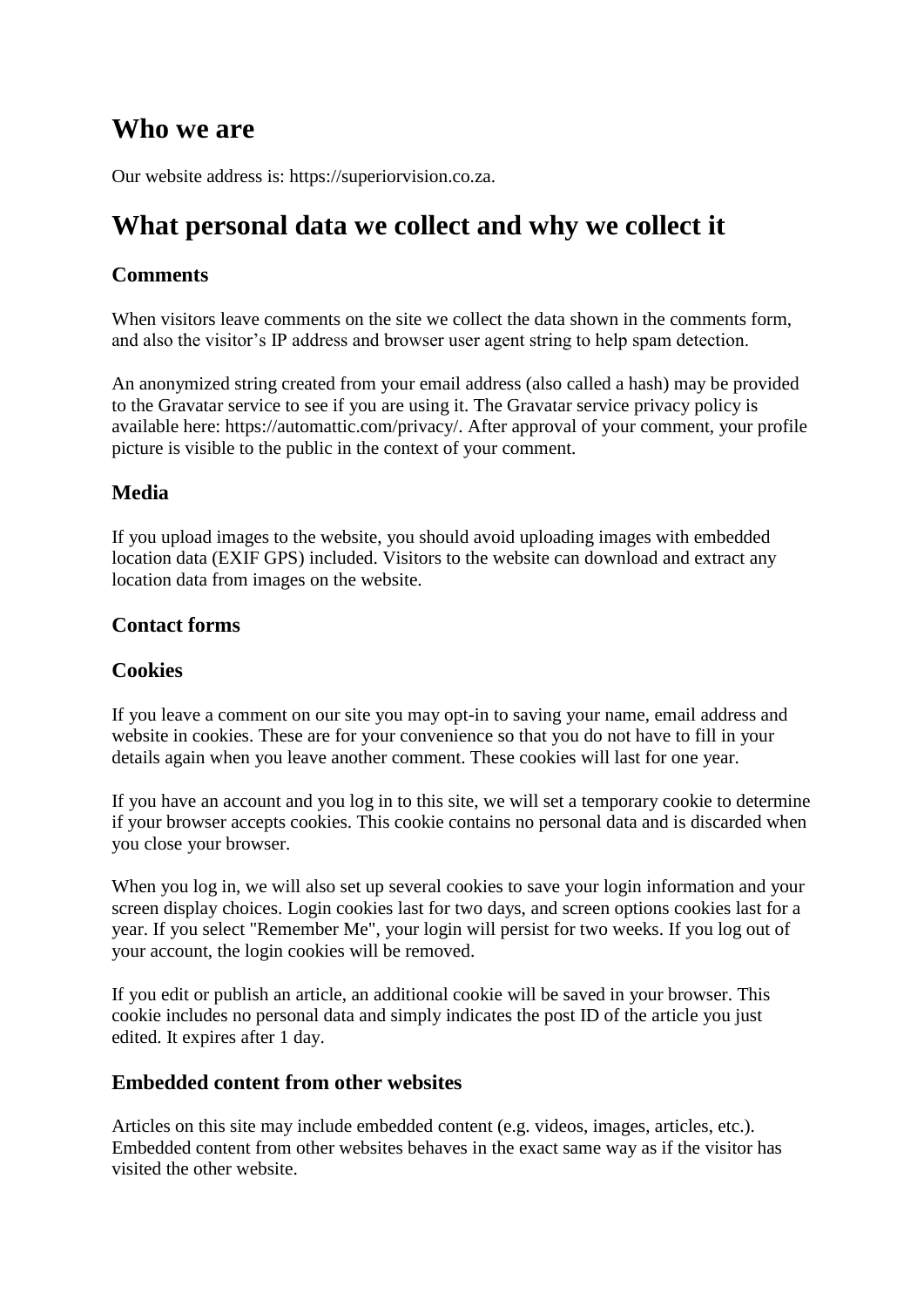## Who we are

Our website address is: https://superiorvision.co.za.

## What personal data we collect and why we collect it

### Comments

When visitors leave comments on the site we collect the data shown in the comments form, and also the visitor's IP address and browser user agent string to help spam detection.

An anonymized string created from your email address (also called a hash) may be provided to the Gravatar service to see if you are using it. The Gravatar service privacy policy is available here: https://automattic.com/privacy/. After approval of your comment, your profile picture is visible to the public in the context of your comment.

### Media

If you upload images to the website, you should avoid uploading images with embedded location data (EXIF GPS) included. Visitors to the website can download and extract any location data from images on the website.

### Contact forms

### Cookies

If you leave a comment on our site you may opt-in to saving your name, email address and website in cookies. These are for your convenience so that you do not have to fill in your details again when you leave another comment. These cookies will last for one year.

If you have an account and you log in to this site, we will set a temporary cookie to determine if your browser accepts cookies. This cookie contains no personal data and is discarded when you close your browser.

When you log in, we will also set up several cookies to save your login information and your screen display choices. Login cookies last for two days, and screen options cookies last for a year. If you select "Remember Me", your login will persist for two weeks. If you log out of your account, the login cookies will be removed.

If you edit or publish an article, an additional cookie will be saved in your browser. This cookie includes no personal data and simply indicates the post ID of the article you just edited. It expires after 1 day.

### Embedded content from other websites

Articles on this site may include embedded content (e.g. videos, images, articles, etc.). Embedded content from other websites behaves in the exact same way as if the visitor has visited the other website.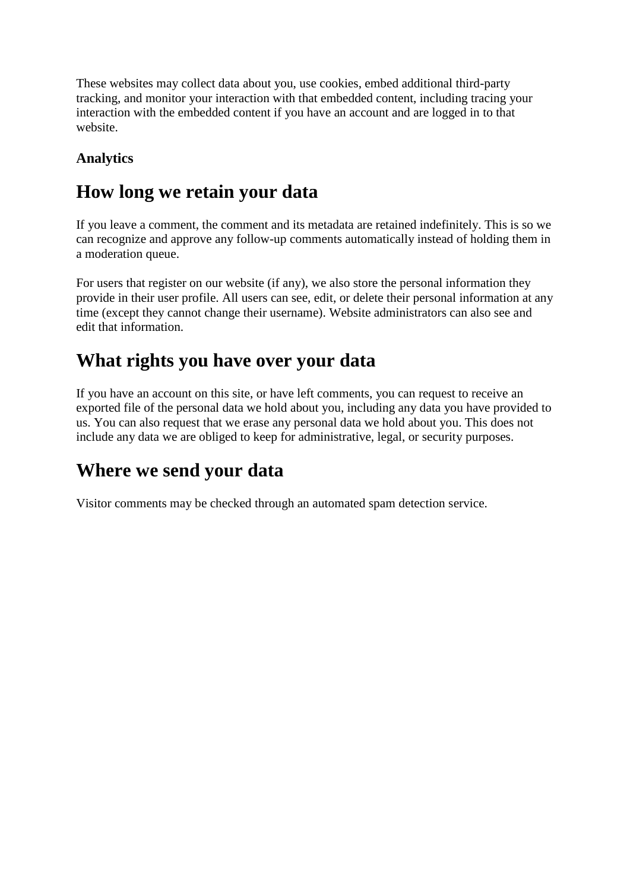These websites may collect data about you, use cookies, embed additional third-party tracking, and monitor your interaction with that embedded content, including tracing your interaction with the embedded content if you have an account and are logged in to that website.

### Analytics

## How long we retain your data

If you leave a comment, the comment and its metadata are retained indefinitely. This is so we can recognize and approve any follow-up comments automatically instead of holding them in a moderation queue.

For users that register on our website (if any), we also store the personal information they provide in their user profile. All users can see, edit, or delete their personal information at any time (except they cannot change their username). Website administrators can also see and edit that information.

## What rights you have over your data

If you have an account on this site, or have left comments, you can request to receive an exported file of the personal data we hold about you, including any data you have provided to us. You can also request that we erase any personal data we hold about you. This does not include any data we are obliged to keep for administrative, legal, or security purposes.

## Where we send your data

Visitor comments may be checked through an automated spam detection service.